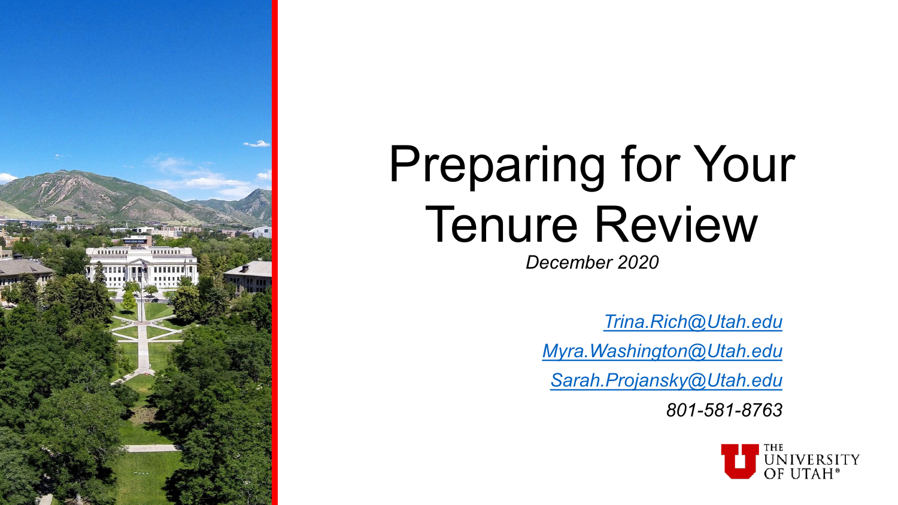# Preparing for Your Tenure Review

*December 2020*

*Trina.Rich@Utah.edu*

*Myra.Washington@Utah.edu*

*Sarah.Projansky@Utah.edu*

*801-581-8763*

THE UNIVERSITY OF UTAH®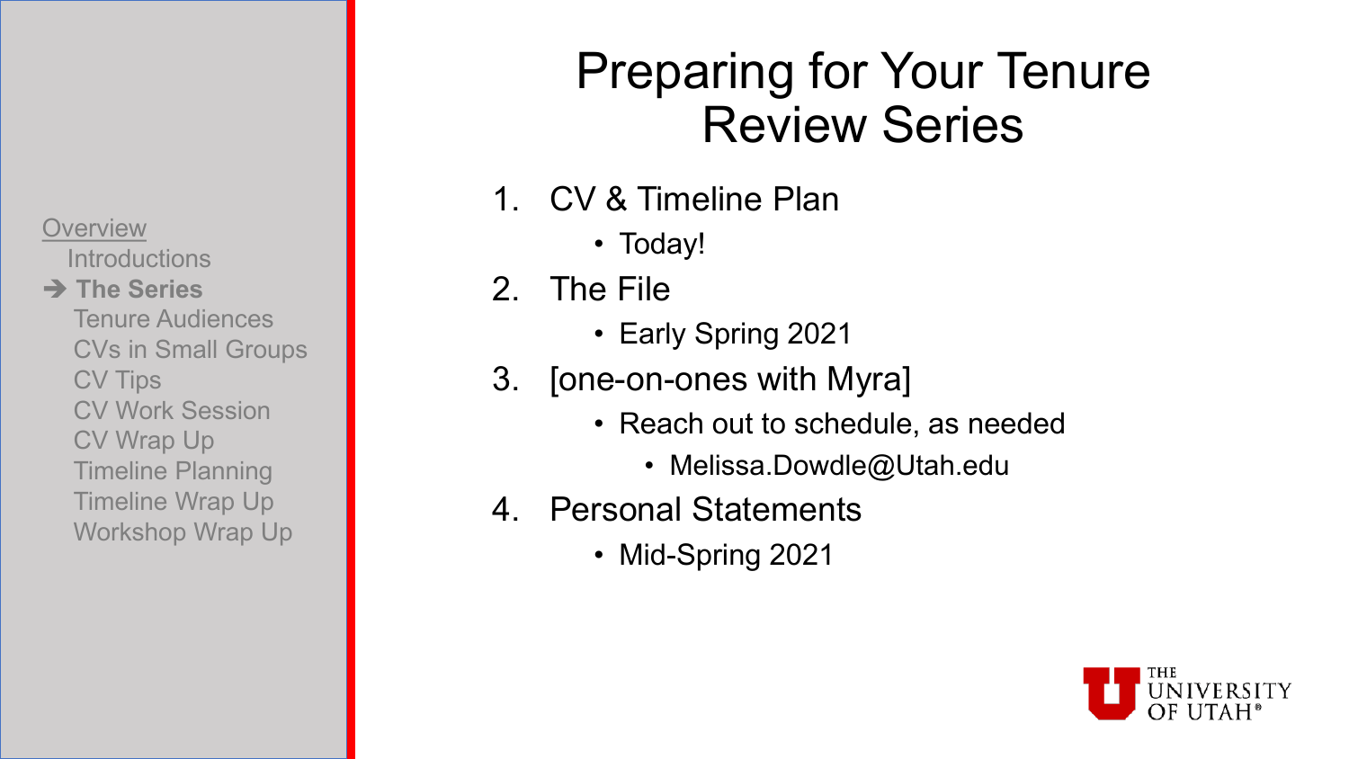Overview

- Introductions
- ➔ **The Series**
- Tenure Audiences
- CVs in Small Groups
- CV Tips
- CV Work Session
- CV Wrap Up
- Timeline Planning
- Timeline Wrap Up
- Workshop Wrap Up

# Preparing for Your Tenure Review Series

1. CV & Timeline Plan
   - Today!
2. The File
   - Early Spring 2021
3. [one-on-ones with Myra]
   - Reach out to schedule, as needed
     - Melissa.Dowdle@Utah.edu
4. Personal Statements
   - Mid-Spring 2021

THE UNIVERSITY OF UTAH®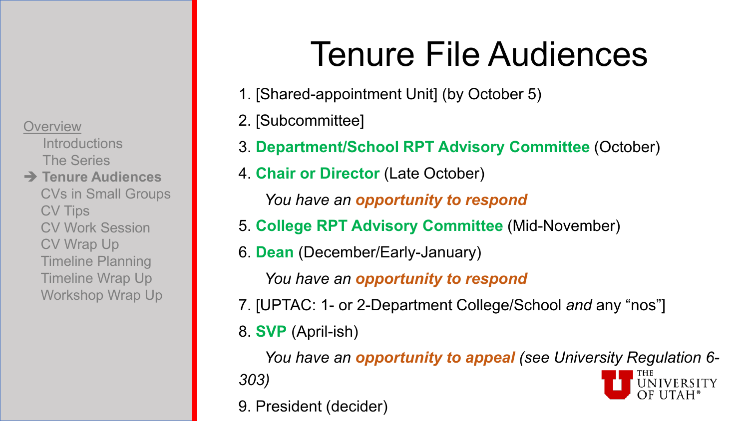# Tenure File Audiences

- Overview
  - Introductions
  - The Series
  - ➔ **Tenure Audiences**
  - CVs in Small Groups
  - CV Tips
  - CV Work Session
  - CV Wrap Up
  - Timeline Planning
  - Timeline Wrap Up
  - Workshop Wrap Up

1. [Shared-appointment Unit] (by October 5)
2. [Subcommittee]
3. **Department/School RPT Advisory Committee** (October)
4. **Chair or Director** (Late October)

   *You have an **opportunity to respond***

5. **College RPT Advisory Committee** (Mid-November)
6. **Dean** (December/Early-January)

   *You have an **opportunity to respond***

7. [UPTAC: 1- or 2-Department College/School *and* any "nos"]
8. **SVP** (April-ish)

   *You have an **opportunity to appeal** (see University Regulation 6-303)*

9. President (decider)

THE UNIVERSITY OF UTAH®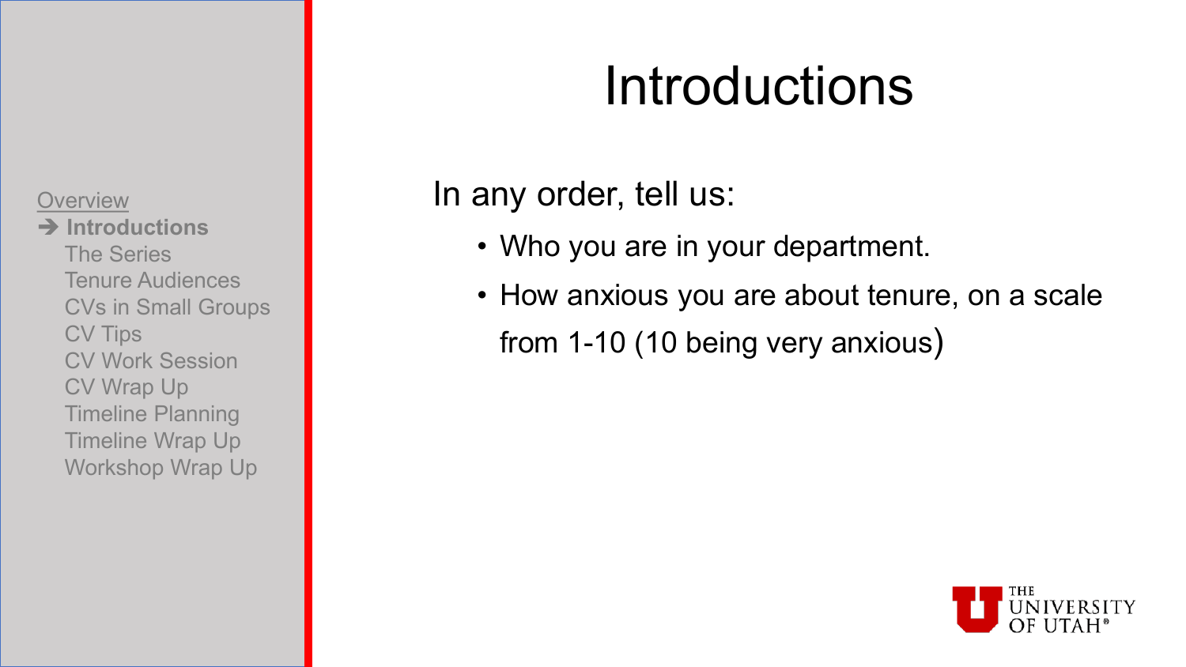- Overview
- ➔ **Introductions**
- The Series
- Tenure Audiences
- CVs in Small Groups
- CV Tips
- CV Work Session
- CV Wrap Up
- Timeline Planning
- Timeline Wrap Up
- Workshop Wrap Up

# Introductions

In any order, tell us:

- Who you are in your department.
- How anxious you are about tenure, on a scale from 1-10 (10 being very anxious)

THE UNIVERSITY OF UTAH®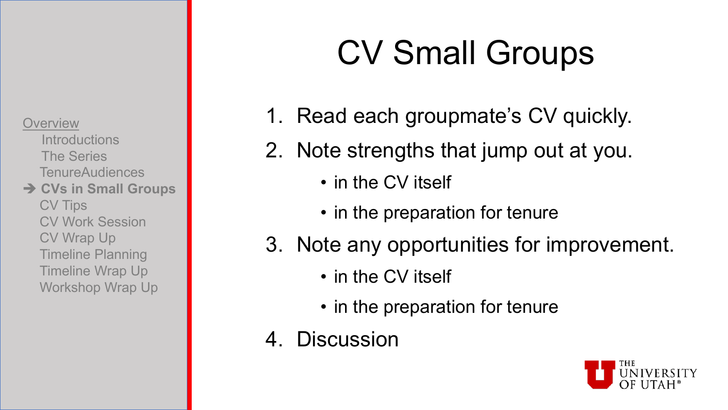Overview
- Introductions
- The Series
- TenureAudiences
- ➔ **CVs in Small Groups**
- CV Tips
- CV Work Session
- CV Wrap Up
- Timeline Planning
- Timeline Wrap Up
- Workshop Wrap Up

# CV Small Groups

1. Read each groupmate's CV quickly.
2. Note strengths that jump out at you.
   - in the CV itself
   - in the preparation for tenure
3. Note any opportunities for improvement.
   - in the CV itself
   - in the preparation for tenure
4. Discussion

THE UNIVERSITY OF UTAH®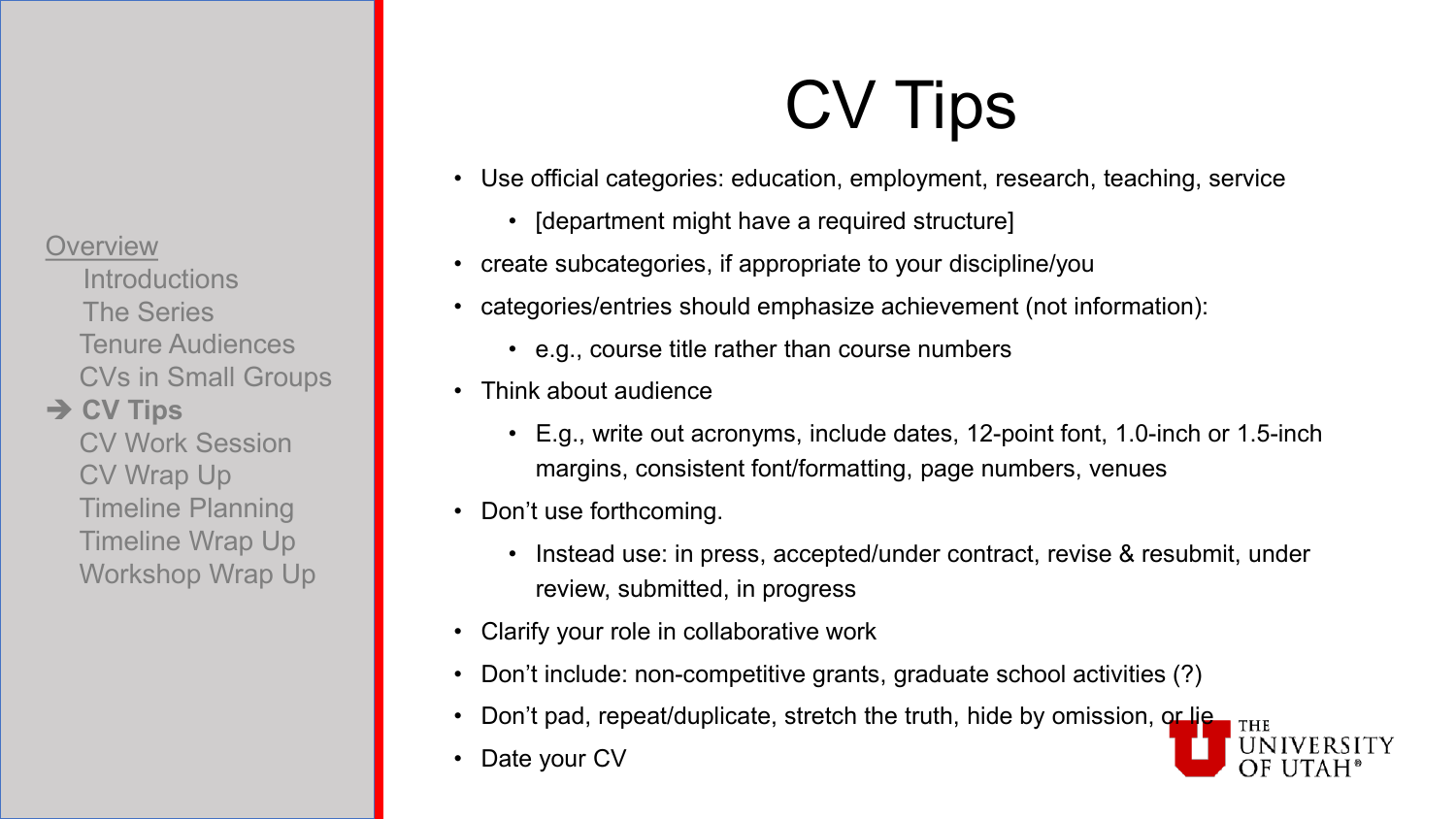Overview
- Introductions
- The Series
- Tenure Audiences
- CVs in Small Groups
- ➔ **CV Tips**
- CV Work Session
- CV Wrap Up
- Timeline Planning
- Timeline Wrap Up
- Workshop Wrap Up

# CV Tips

- Use official categories: education, employment, research, teaching, service
  - [department might have a required structure]
- create subcategories, if appropriate to your discipline/you
- categories/entries should emphasize achievement (not information):
  - e.g., course title rather than course numbers
- Think about audience
  - E.g., write out acronyms, include dates, 12-point font, 1.0-inch or 1.5-inch margins, consistent font/formatting, page numbers, venues
- Don't use forthcoming.
  - Instead use: in press, accepted/under contract, revise & resubmit, under review, submitted, in progress
- Clarify your role in collaborative work
- Don't include: non-competitive grants, graduate school activities (?)
- Don't pad, repeat/duplicate, stretch the truth, hide by omission, or lie
- Date your CV

THE UNIVERSITY OF UTAH®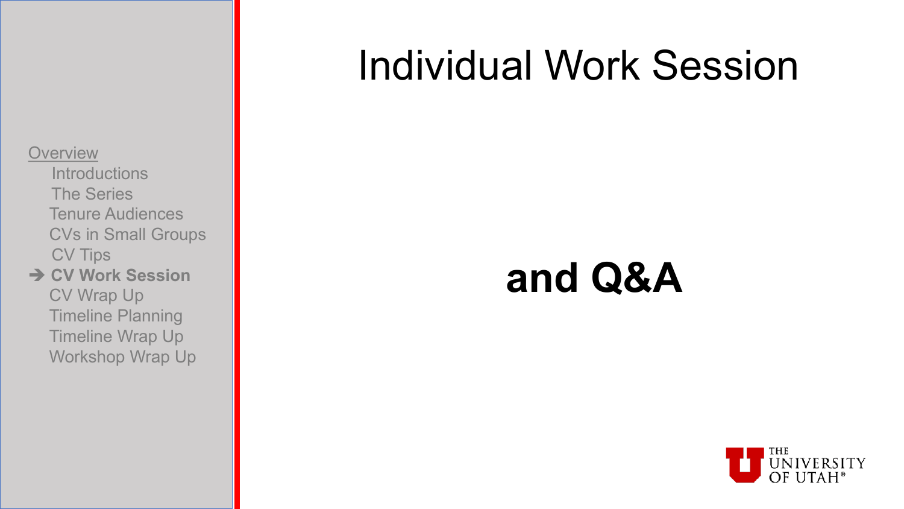# Individual Work Session

**and Q&A**

Overview
- Introductions
- The Series
- Tenure Audiences
- CVs in Small Groups
- CV Tips
- ➔ **CV Work Session**
- CV Wrap Up
- Timeline Planning
- Timeline Wrap Up
- Workshop Wrap Up

THE UNIVERSITY OF UTAH®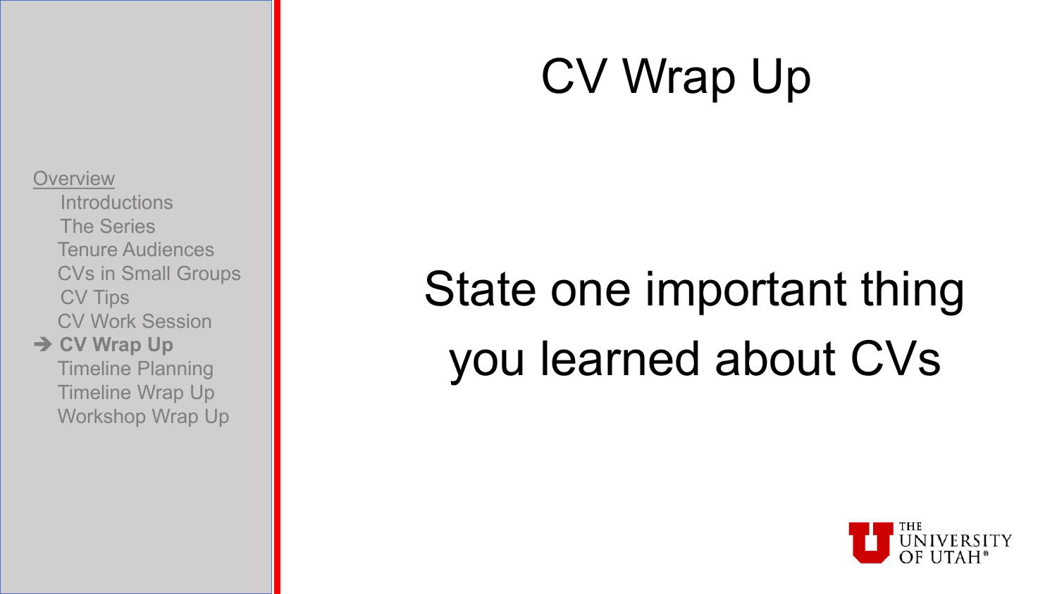Overview

- Introductions
- The Series
- Tenure Audiences
- CVs in Small Groups
- CV Tips
- CV Work Session
- ➔ **CV Wrap Up**
- Timeline Planning
- Timeline Wrap Up
- Workshop Wrap Up

# CV Wrap Up

State one important thing you learned about CVs

THE UNIVERSITY OF UTAH®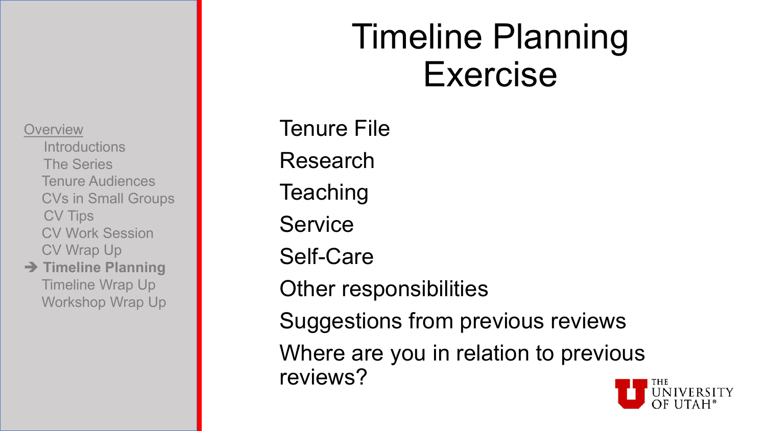# Timeline Planning Exercise

Overview
- Introductions
- The Series
- Tenure Audiences
- CVs in Small Groups
- CV Tips
- CV Work Session
- CV Wrap Up
- ➔ **Timeline Planning**
- Timeline Wrap Up
- Workshop Wrap Up

Tenure File

Research

Teaching

Service

Self-Care

Other responsibilities

Suggestions from previous reviews

Where are you in relation to previous reviews?

THE UNIVERSITY OF UTAH®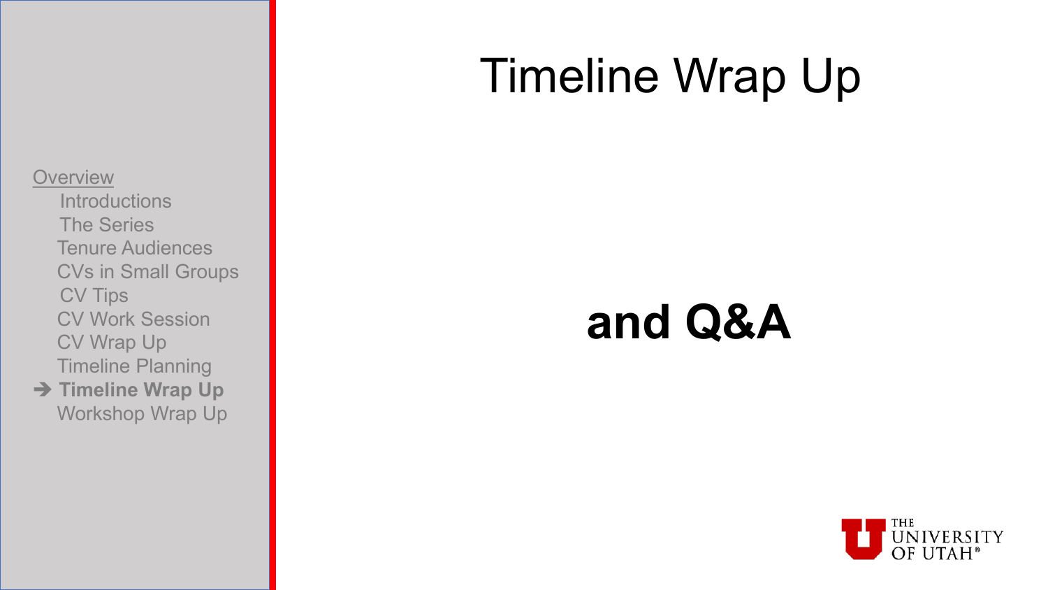Overview

- Introductions
- The Series
- Tenure Audiences
- CVs in Small Groups
- CV Tips
- CV Work Session
- CV Wrap Up
- Timeline Planning
- ➔ **Timeline Wrap Up**
- Workshop Wrap Up

# Timeline Wrap Up

## **and Q&A**

THE UNIVERSITY OF UTAH®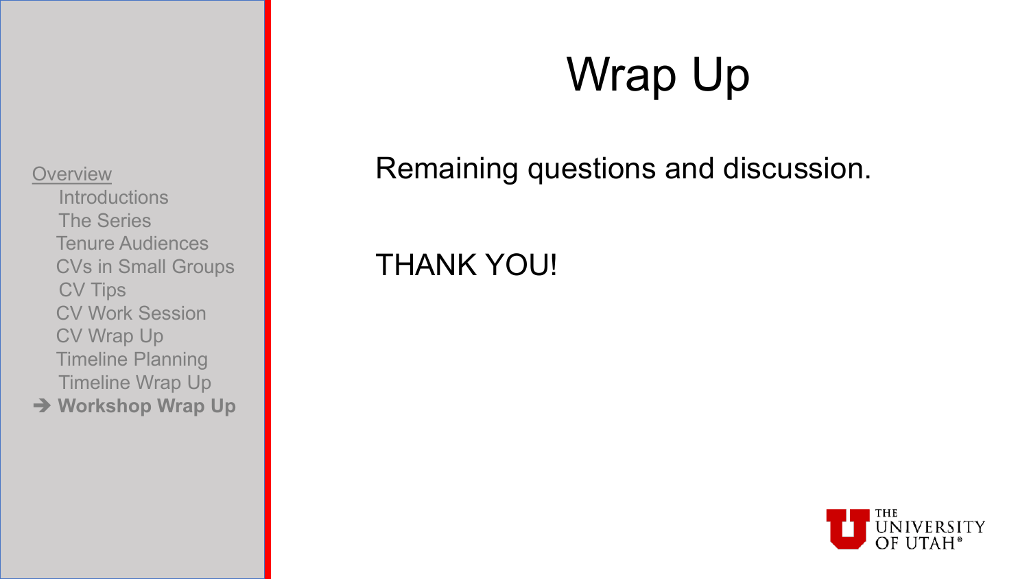Overview

- Introductions
- The Series
- Tenure Audiences
- CVs in Small Groups
- CV Tips
- CV Work Session
- CV Wrap Up
- Timeline Planning
- Timeline Wrap Up
- ➔ **Workshop Wrap Up**

# Wrap Up

Remaining questions and discussion.

THANK YOU!

THE UNIVERSITY OF UTAH®